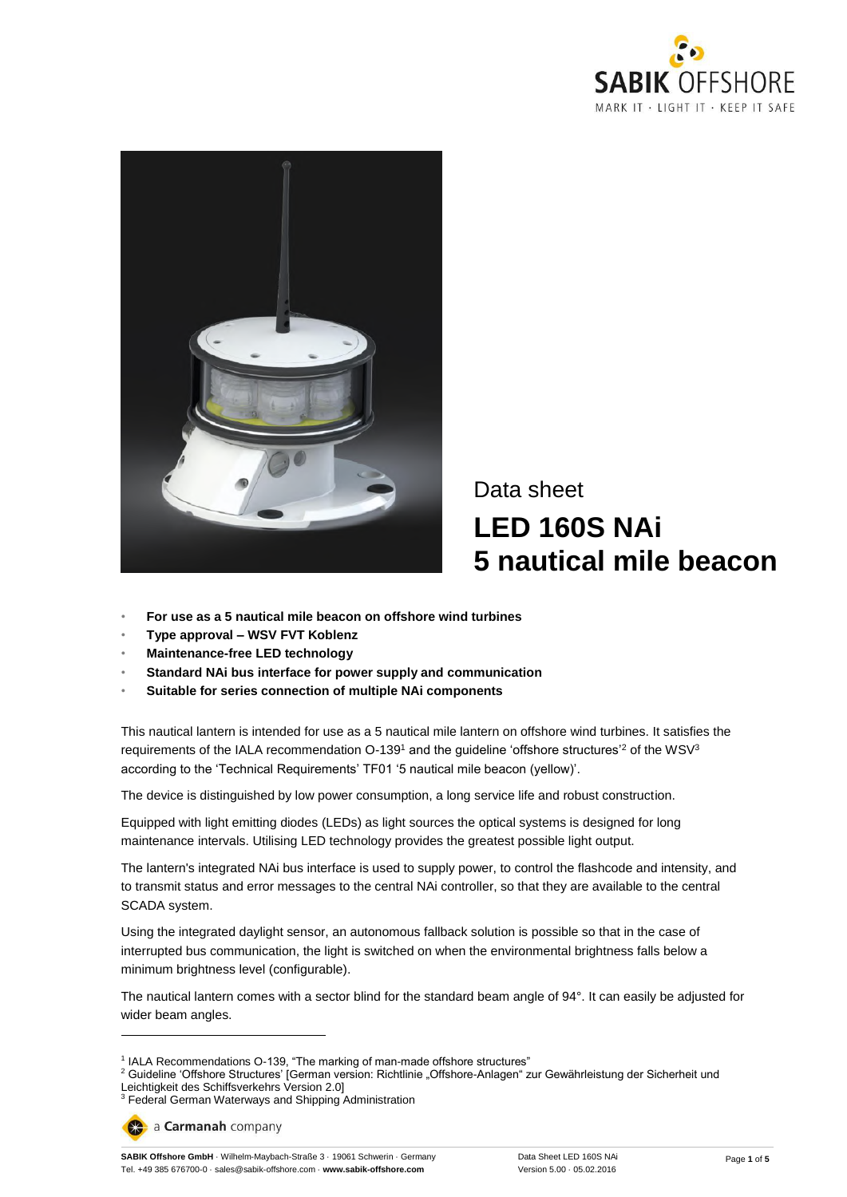Data sheet

# LED 160S NAi 5 nautical mile beacon

- **For use as a 5 nautical mile beacon on offshore wind turbines**
- **Type approval – WSV FVT Koblenz**
- **Maintenance-free LED technology**
- **Standard NAi bus interface for power supply and communication**
- **Suitable for series connection of multiple NAi components**

This nautical lantern is intended for use as a 5 nautical mile lantern on offshore wind turbines. It satisfies the requirements of the IALA recommendation O-139[1] and the guideline 'offshore structures'[2] of the WSV[3] according to the 'Technical Requirements' TF01 '5 nautical mile beacon (yellow)'.

The device is distinguished by low power consumption, a long service life and robust construction.

Equipped with light emitting diodes (LEDs) as light sources the optical systems is designed for long maintenance intervals. Utilising LED technology provides the greatest possible light output.

The lantern's integrated NAi bus interface is used to supply power, to control the flashcode and intensity, and to transmit status and error messages to the central NAi controller, so that they are available to the central SCADA system.

Using the integrated daylight sensor, an autonomous fallback solution is possible so that in the case of interrupted bus communication, the light is switched on when the environmental brightness falls below a minimum brightness level (configurable).

The nautical lantern comes with a sector blind for the standard beam angle of 94°. It can easily be adjusted for wider beam angles.

[1] IALA Recommendations O-139, "The marking of man-made offshore structures"
[2] Guideline 'Offshore Structures' [German version: Richtlinie „Offshore-Anlagen" zur Gewährleistung der Sicherheit und Leichtigkeit des Schiffsverkehrs Version 2.0]
[3] Federal German Waterways and Shipping Administration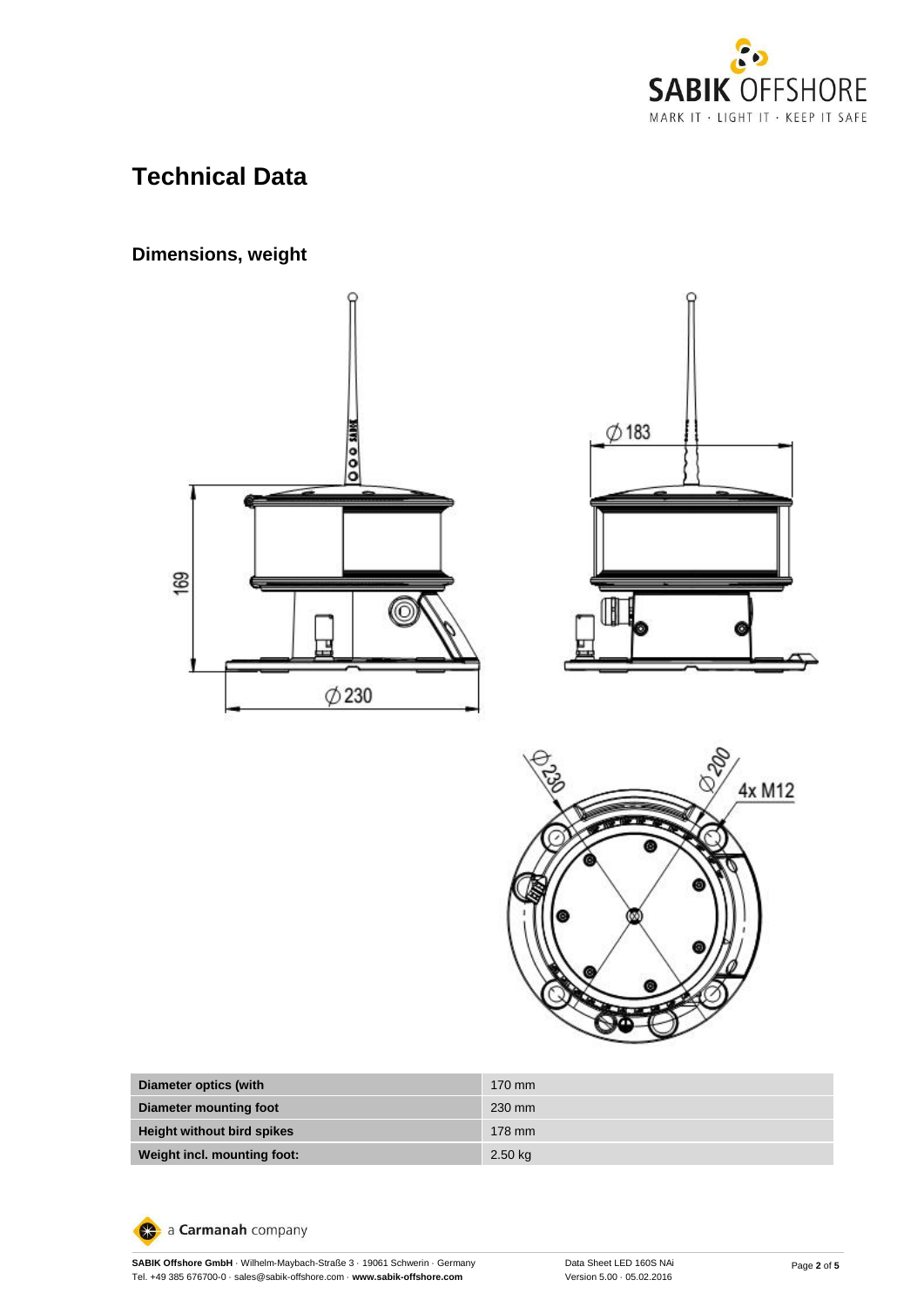# Technical Data

## Dimensions, weight

| Diameter optics (with | 170 mm |
|---|---|
| Diameter mounting foot | 230 mm |
| Height without bird spikes | 178 mm |
| Weight incl. mounting foot: | 2.50 kg |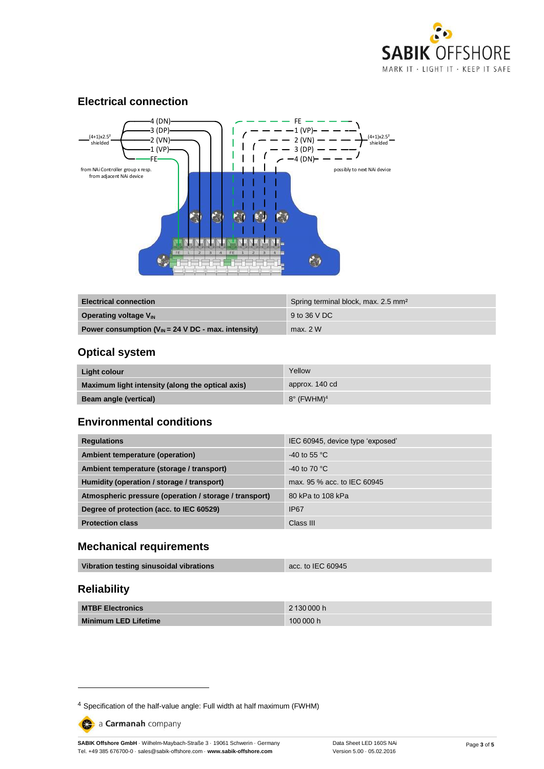## Electrical connection

| Electrical connection | Spring terminal block, max. 2.5 mm² |
| --- | --- |
| Operating voltage $V_{IN}$ | 9 to 36 V DC |
| Power consumption ($V_{IN}$ = 24 V DC - max. intensity) | max. 2 W |

## Optical system

| Light colour | Yellow |
| --- | --- |
| Maximum light intensity (along the optical axis) | approx. 140 cd |
| Beam angle (vertical) | 8° (FWHM)[4] |

## Environmental conditions

| Regulations | IEC 60945, device type 'exposed' |
| --- | --- |
| Ambient temperature (operation) | -40 to 55 °C |
| Ambient temperature (storage / transport) | -40 to 70 °C |
| Humidity (operation / storage / transport) | max. 95 % acc. to IEC 60945 |
| Atmospheric pressure (operation / storage / transport) | 80 kPa to 108 kPa |
| Degree of protection (acc. to IEC 60529) | IP67 |
| Protection class | Class III |

## Mechanical requirements

| Vibration testing sinusoidal vibrations | acc. to IEC 60945 |
| --- | --- |

## Reliability

| MTBF Electronics | 2 130 000 h |
| --- | --- |
| Minimum LED Lifetime | 100 000 h |

[4] Specification of the half-value angle: Full width at half maximum (FWHM)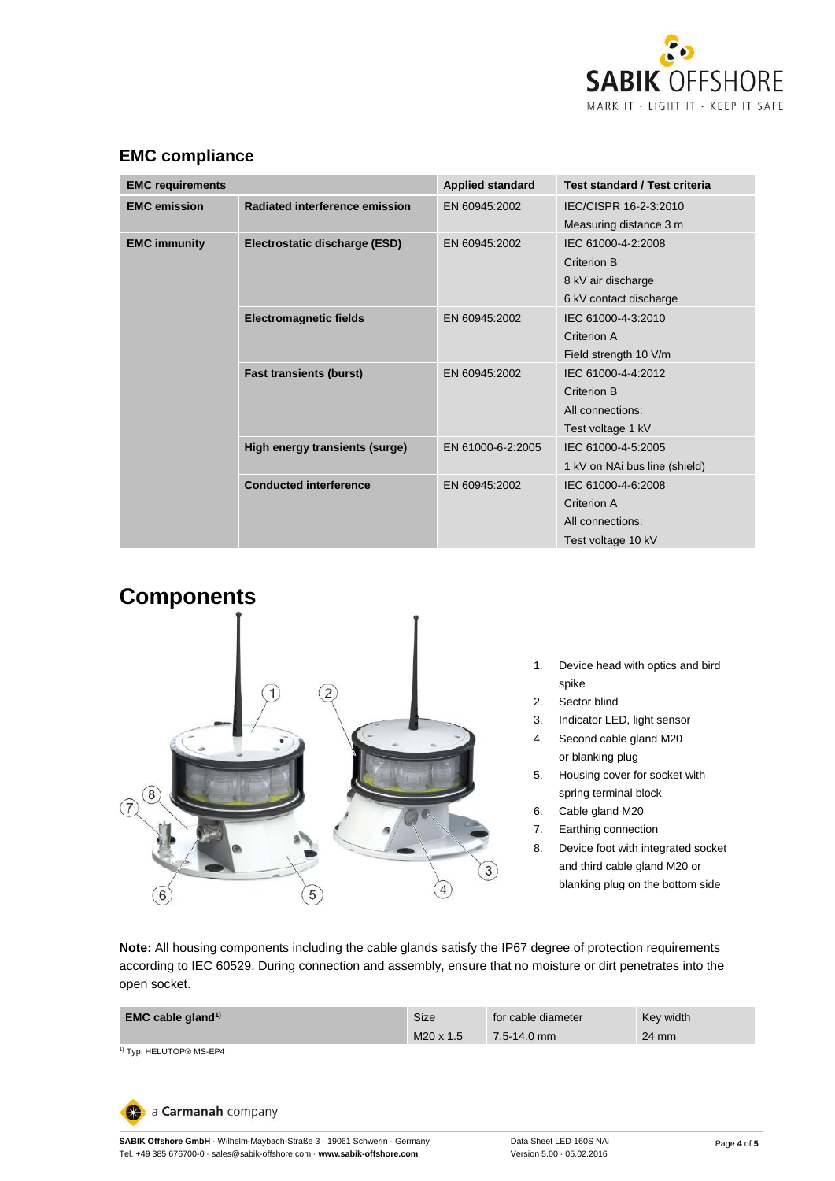## EMC compliance

| EMC requirements | | Applied standard | Test standard / Test criteria |
|---|---|---|---|
| **EMC emission** | **Radiated interference emission** | EN 60945:2002 | IEC/CISPR 16-2-3:2010<br>Measuring distance 3 m |
| **EMC immunity** | **Electrostatic discharge (ESD)** | EN 60945:2002 | IEC 61000-4-2:2008<br>Criterion B<br>8 kV air discharge<br>6 kV contact discharge |
| | **Electromagnetic fields** | EN 60945:2002 | IEC 61000-4-3:2010<br>Criterion A<br>Field strength 10 V/m |
| | **Fast transients (burst)** | EN 60945:2002 | IEC 61000-4-4:2012<br>Criterion B<br>All connections:<br>Test voltage 1 kV |
| | **High energy transients (surge)** | EN 61000-6-2:2005 | IEC 61000-4-5:2005<br>1 kV on NAi bus line (shield) |
| | **Conducted interference** | EN 60945:2002 | IEC 61000-4-6:2008<br>Criterion A<br>All connections:<br>Test voltage 10 kV |

# Components

1. Device head with optics and bird spike
2. Sector blind
3. Indicator LED, light sensor
4. Second cable gland M20 or blanking plug
5. Housing cover for socket with spring terminal block
6. Cable gland M20
7. Earthing connection
8. Device foot with integrated socket and third cable gland M20 or blanking plug on the bottom side

**Note:** All housing components including the cable glands satisfy the IP67 degree of protection requirements according to IEC 60529. During connection and assembly, ensure that no moisture or dirt penetrates into the open socket.

| EMC cable gland[1] | Size | for cable diameter | Key width |
|---|---|---|---|
| | M20 x 1.5 | 7.5-14.0 mm | 24 mm |

[1] Typ: HELUTOP® MS-EP4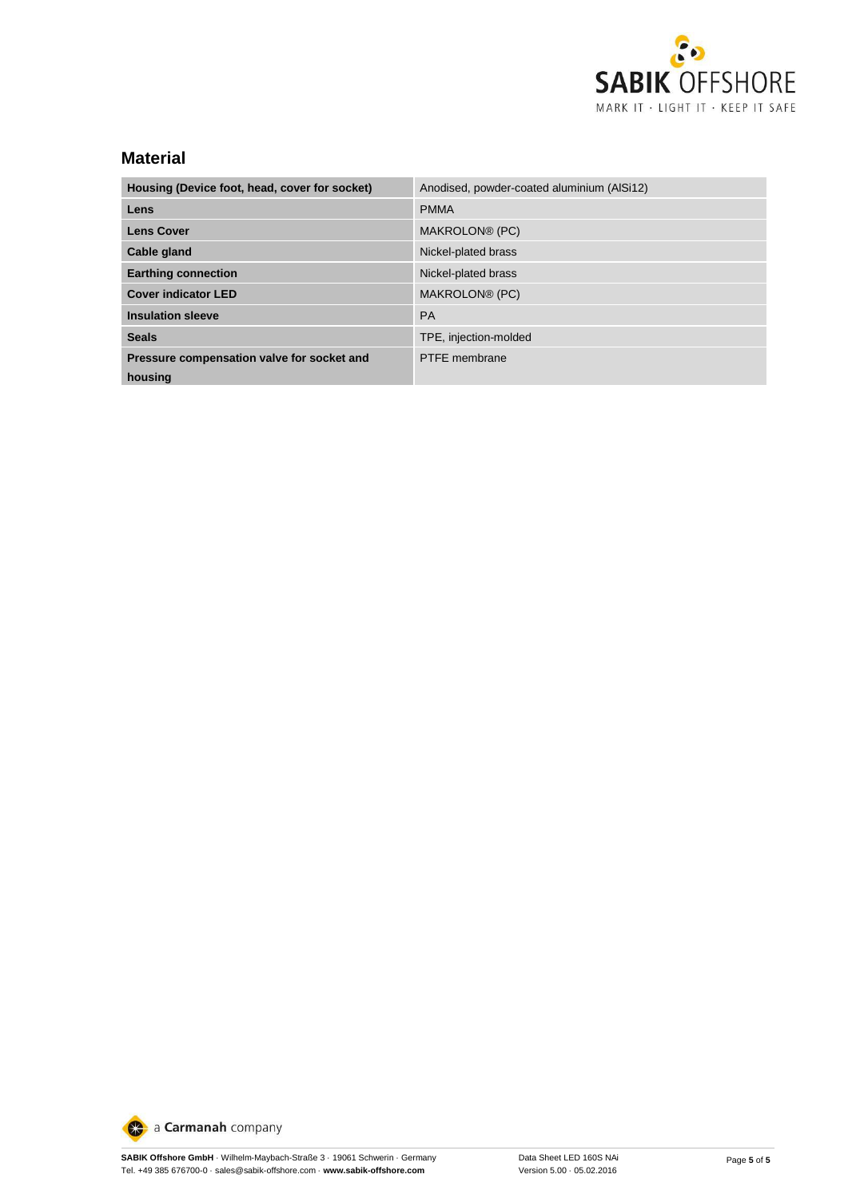## Material

| | |
|---|---|
| **Housing (Device foot, head, cover for socket)** | Anodised, powder-coated aluminium (AlSi12) |
| **Lens** | PMMA |
| **Lens Cover** | MAKROLON® (PC) |
| **Cable gland** | Nickel-plated brass |
| **Earthing connection** | Nickel-plated brass |
| **Cover indicator LED** | MAKROLON® (PC) |
| **Insulation sleeve** | PA |
| **Seals** | TPE, injection-molded |
| **Pressure compensation valve for socket and housing** | PTFE membrane |